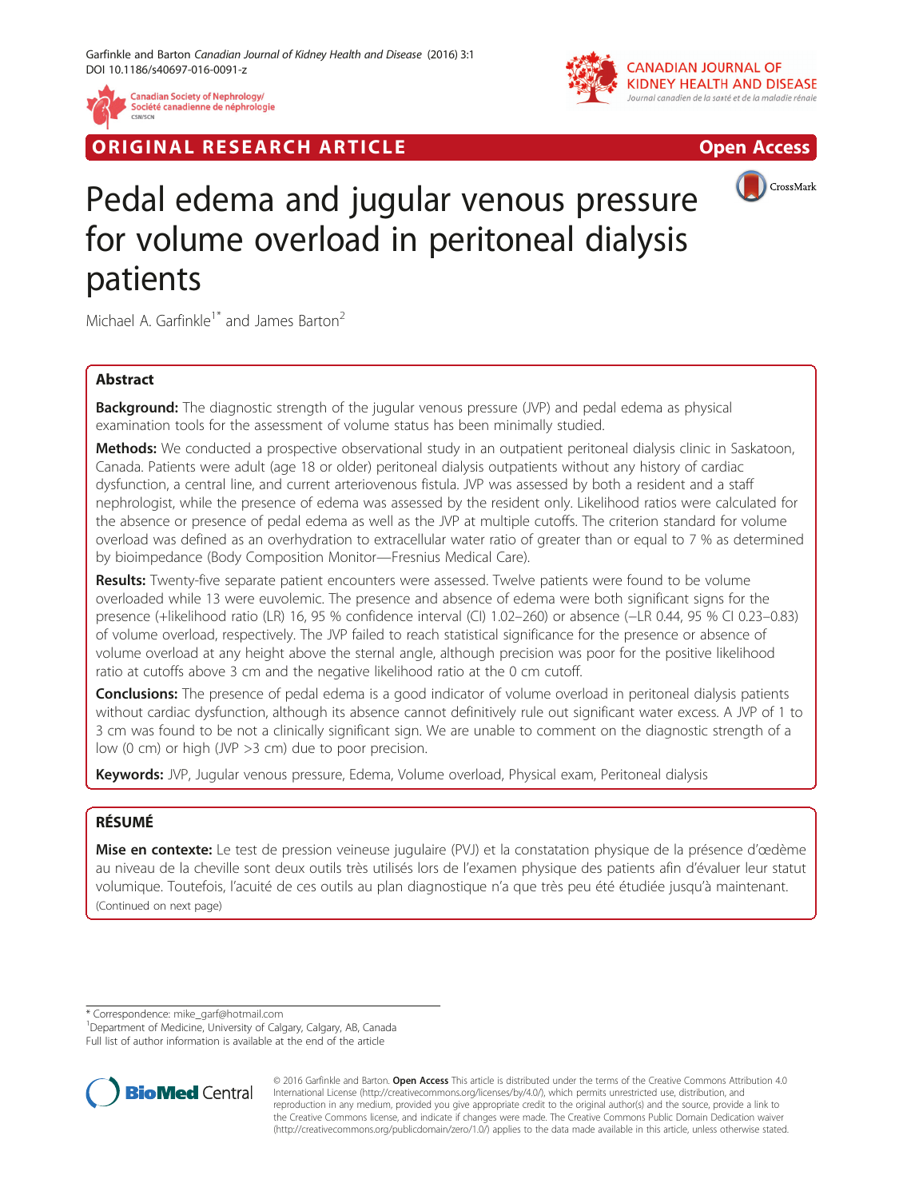ORIGINAL RESEARCH ARTICLE

Open Access

# Pedal edema and jugular venous pressure for volume overload in peritoneal dialysis patients

Michael A. Garfinkle[1*] and James Barton[2]

## Abstract

**Background:** The diagnostic strength of the jugular venous pressure (JVP) and pedal edema as physical examination tools for the assessment of volume status has been minimally studied.

**Methods:** We conducted a prospective observational study in an outpatient peritoneal dialysis clinic in Saskatoon, Canada. Patients were adult (age 18 or older) peritoneal dialysis outpatients without any history of cardiac dysfunction, a central line, and current arteriovenous fistula. JVP was assessed by both a resident and a staff nephrologist, while the presence of edema was assessed by the resident only. Likelihood ratios were calculated for the absence or presence of pedal edema as well as the JVP at multiple cutoffs. The criterion standard for volume overload was defined as an overhydration to extracellular water ratio of greater than or equal to 7 % as determined by bioimpedance (Body Composition Monitor—Fresnius Medical Care).

**Results:** Twenty-five separate patient encounters were assessed. Twelve patients were found to be volume overloaded while 13 were euvolemic. The presence and absence of edema were both significant signs for the presence (+likelihood ratio (LR) 16, 95 % confidence interval (CI) 1.02–260) or absence (−LR 0.44, 95 % CI 0.23–0.83) of volume overload, respectively. The JVP failed to reach statistical significance for the presence or absence of volume overload at any height above the sternal angle, although precision was poor for the positive likelihood ratio at cutoffs above 3 cm and the negative likelihood ratio at the 0 cm cutoff.

**Conclusions:** The presence of pedal edema is a good indicator of volume overload in peritoneal dialysis patients without cardiac dysfunction, although its absence cannot definitively rule out significant water excess. A JVP of 1 to 3 cm was found to be not a clinically significant sign. We are unable to comment on the diagnostic strength of a low (0 cm) or high (JVP >3 cm) due to poor precision.

**Keywords:** JVP, Jugular venous pressure, Edema, Volume overload, Physical exam, Peritoneal dialysis

## RÉSUMÉ

**Mise en contexte:** Le test de pression veineuse jugulaire (PVJ) et la constatation physique de la présence d'œdème au niveau de la cheville sont deux outils très utilisés lors de l'examen physique des patients afin d'évaluer leur statut volumique. Toutefois, l'acuité de ces outils au plan diagnostique n'a que très peu été étudiée jusqu'à maintenant.
(Continued on next page)

\* Correspondence: mike_garf@hotmail.com
[1]Department of Medicine, University of Calgary, Calgary, AB, Canada
Full list of author information is available at the end of the article

© 2016 Garfinkle and Barton. **Open Access** This article is distributed under the terms of the Creative Commons Attribution 4.0 International License (http://creativecommons.org/licenses/by/4.0/), which permits unrestricted use, distribution, and reproduction in any medium, provided you give appropriate credit to the original author(s) and the source, provide a link to the Creative Commons license, and indicate if changes were made. The Creative Commons Public Domain Dedication waiver (http://creativecommons.org/publicdomain/zero/1.0/) applies to the data made available in this article, unless otherwise stated.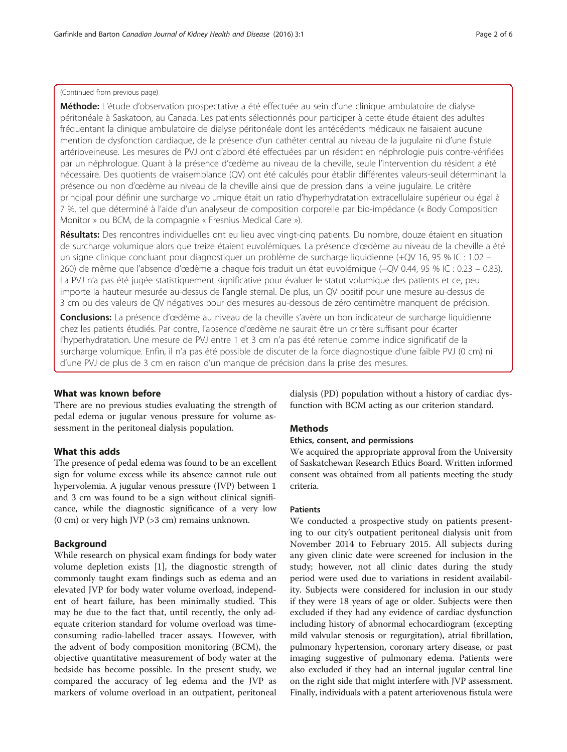(Continued from previous page)

**Méthode:** L'étude d'observation prospective a été effectuée au sein d'une clinique ambulatoire de dialyse péritonéale à Saskatoon, au Canada. Les patients sélectionnés pour participer à cette étude étaient des adultes fréquentant la clinique ambulatoire de dialyse péritonéale dont les antécédents médicaux ne faisaient aucune mention de dysfonction cardiaque, de la présence d'un cathéter central au niveau de la jugulaire ni d'une fistule artérioveineuse. Les mesures de PVJ ont d'abord été effectuées par un résident en néphrologie puis contre-vérifiées par un néphrologue. Quant à la présence d'œdème au niveau de la cheville, seule l'intervention du résident a été nécessaire. Des quotients de vraisemblance (QV) ont été calculés pour établir différentes valeurs-seuil déterminant la présence ou non d'œdème au niveau de la cheville ainsi que de pression dans la veine jugulaire. Le critère principal pour définir une surcharge volumique était un ratio d'hyperhydratation extracellulaire supérieur ou égal à 7 %, tel que déterminé à l'aide d'un analyseur de composition corporelle par bio-impédance (« Body Composition Monitor » ou BCM, de la compagnie « Fresnius Medical Care »).

**Résultats:** Des rencontres individuelles ont eu lieu avec vingt-cinq patients. Du nombre, douze étaient en situation de surcharge volumique alors que treize étaient euvolémiques. La présence d'œdème au niveau de la cheville a été un signe clinique concluant pour diagnostiquer un problème de surcharge liquidienne (+QV 16, 95 % IC : 1.02 – 260) de même que l'absence d'œdème a chaque fois traduit un état euvolémique (−QV 0.44, 95 % IC : 0.23 – 0.83). La PVJ n'a pas été jugée statistiquement significative pour évaluer le statut volumique des patients et ce, peu importe la hauteur mesurée au-dessus de l'angle sternal. De plus, un QV positif pour une mesure au-dessus de 3 cm ou des valeurs de QV négatives pour des mesures au-dessous de zéro centimètre manquent de précision.

**Conclusions:** La présence d'œdème au niveau de la cheville s'avère un bon indicateur de surcharge liquidienne chez les patients étudiés. Par contre, l'absence d'œdème ne saurait être un critère suffisant pour écarter l'hyperhydratation. Une mesure de PVJ entre 1 et 3 cm n'a pas été retenue comme indice significatif de la surcharge volumique. Enfin, il n'a pas été possible de discuter de la force diagnostique d'une faible PVJ (0 cm) ni d'une PVJ de plus de 3 cm en raison d'un manque de précision dans la prise des mesures.

## What was known before

There are no previous studies evaluating the strength of pedal edema or jugular venous pressure for volume assessment in the peritoneal dialysis population.

## What this adds

The presence of pedal edema was found to be an excellent sign for volume excess while its absence cannot rule out hypervolemia. A jugular venous pressure (JVP) between 1 and 3 cm was found to be a sign without clinical significance, while the diagnostic significance of a very low (0 cm) or very high JVP (>3 cm) remains unknown.

## Background

While research on physical exam findings for body water volume depletion exists [1], the diagnostic strength of commonly taught exam findings such as edema and an elevated JVP for body water volume overload, independent of heart failure, has been minimally studied. This may be due to the fact that, until recently, the only adequate criterion standard for volume overload was time-consuming radio-labelled tracer assays. However, with the advent of body composition monitoring (BCM), the objective quantitative measurement of body water at the bedside has become possible. In the present study, we compared the accuracy of leg edema and the JVP as markers of volume overload in an outpatient, peritoneal dialysis (PD) population without a history of cardiac dysfunction with BCM acting as our criterion standard.

## Methods

### Ethics, consent, and permissions

We acquired the appropriate approval from the University of Saskatchewan Research Ethics Board. Written informed consent was obtained from all patients meeting the study criteria.

### Patients

We conducted a prospective study on patients presenting to our city's outpatient peritoneal dialysis unit from November 2014 to February 2015. All subjects during any given clinic date were screened for inclusion in the study; however, not all clinic dates during the study period were used due to variations in resident availability. Subjects were considered for inclusion in our study if they were 18 years of age or older. Subjects were then excluded if they had any evidence of cardiac dysfunction including history of abnormal echocardiogram (excepting mild valvular stenosis or regurgitation), atrial fibrillation, pulmonary hypertension, coronary artery disease, or past imaging suggestive of pulmonary edema. Patients were also excluded if they had an internal jugular central line on the right side that might interfere with JVP assessment. Finally, individuals with a patent arteriovenous fistula were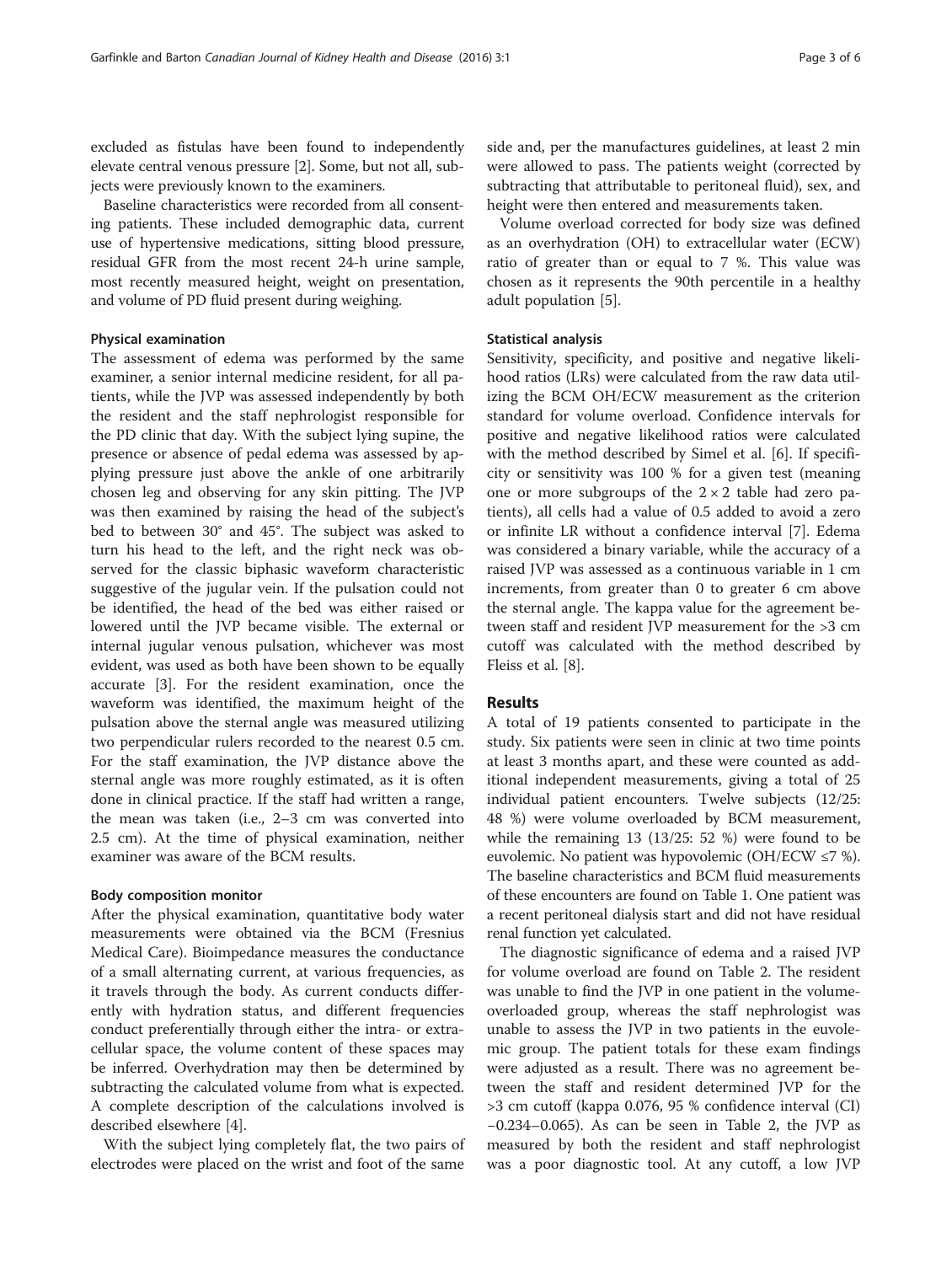excluded as fistulas have been found to independently elevate central venous pressure [2]. Some, but not all, subjects were previously known to the examiners.

Baseline characteristics were recorded from all consenting patients. These included demographic data, current use of hypertensive medications, sitting blood pressure, residual GFR from the most recent 24-h urine sample, most recently measured height, weight on presentation, and volume of PD fluid present during weighing.

#### Physical examination

The assessment of edema was performed by the same examiner, a senior internal medicine resident, for all patients, while the JVP was assessed independently by both the resident and the staff nephrologist responsible for the PD clinic that day. With the subject lying supine, the presence or absence of pedal edema was assessed by applying pressure just above the ankle of one arbitrarily chosen leg and observing for any skin pitting. The JVP was then examined by raising the head of the subject's bed to between 30° and 45°. The subject was asked to turn his head to the left, and the right neck was observed for the classic biphasic waveform characteristic suggestive of the jugular vein. If the pulsation could not be identified, the head of the bed was either raised or lowered until the JVP became visible. The external or internal jugular venous pulsation, whichever was most evident, was used as both have been shown to be equally accurate [3]. For the resident examination, once the waveform was identified, the maximum height of the pulsation above the sternal angle was measured utilizing two perpendicular rulers recorded to the nearest 0.5 cm. For the staff examination, the JVP distance above the sternal angle was more roughly estimated, as it is often done in clinical practice. If the staff had written a range, the mean was taken (i.e., 2–3 cm was converted into 2.5 cm). At the time of physical examination, neither examiner was aware of the BCM results.

#### Body composition monitor

After the physical examination, quantitative body water measurements were obtained via the BCM (Fresnius Medical Care). Bioimpedance measures the conductance of a small alternating current, at various frequencies, as it travels through the body. As current conducts differently with hydration status, and different frequencies conduct preferentially through either the intra- or extracellular space, the volume content of these spaces may be inferred. Overhydration may then be determined by subtracting the calculated volume from what is expected. A complete description of the calculations involved is described elsewhere [4].

With the subject lying completely flat, the two pairs of electrodes were placed on the wrist and foot of the same side and, per the manufactures guidelines, at least 2 min were allowed to pass. The patients weight (corrected by subtracting that attributable to peritoneal fluid), sex, and height were then entered and measurements taken.

Volume overload corrected for body size was defined as an overhydration (OH) to extracellular water (ECW) ratio of greater than or equal to 7 %. This value was chosen as it represents the 90th percentile in a healthy adult population [5].

#### Statistical analysis

Sensitivity, specificity, and positive and negative likelihood ratios (LRs) were calculated from the raw data utilizing the BCM OH/ECW measurement as the criterion standard for volume overload. Confidence intervals for positive and negative likelihood ratios were calculated with the method described by Simel et al. [6]. If specificity or sensitivity was 100 % for a given test (meaning one or more subgroups of the $2 \times 2$ table had zero patients), all cells had a value of 0.5 added to avoid a zero or infinite LR without a confidence interval [7]. Edema was considered a binary variable, while the accuracy of a raised JVP was assessed as a continuous variable in 1 cm increments, from greater than 0 to greater 6 cm above the sternal angle. The kappa value for the agreement between staff and resident JVP measurement for the >3 cm cutoff was calculated with the method described by Fleiss et al. [8].

## Results

A total of 19 patients consented to participate in the study. Six patients were seen in clinic at two time points at least 3 months apart, and these were counted as additional independent measurements, giving a total of 25 individual patient encounters. Twelve subjects (12/25: 48 %) were volume overloaded by BCM measurement, while the remaining 13 (13/25: 52 %) were found to be euvolemic. No patient was hypovolemic (OH/ECW ≤7 %). The baseline characteristics and BCM fluid measurements of these encounters are found on Table 1. One patient was a recent peritoneal dialysis start and did not have residual renal function yet calculated.

The diagnostic significance of edema and a raised JVP for volume overload are found on Table 2. The resident was unable to find the JVP in one patient in the volume-overloaded group, whereas the staff nephrologist was unable to assess the JVP in two patients in the euvolemic group. The patient totals for these exam findings were adjusted as a result. There was no agreement between the staff and resident determined JVP for the >3 cm cutoff (kappa 0.076, 95 % confidence interval (CI) −0.234–0.065). As can be seen in Table 2, the JVP as measured by both the resident and staff nephrologist was a poor diagnostic tool. At any cutoff, a low JVP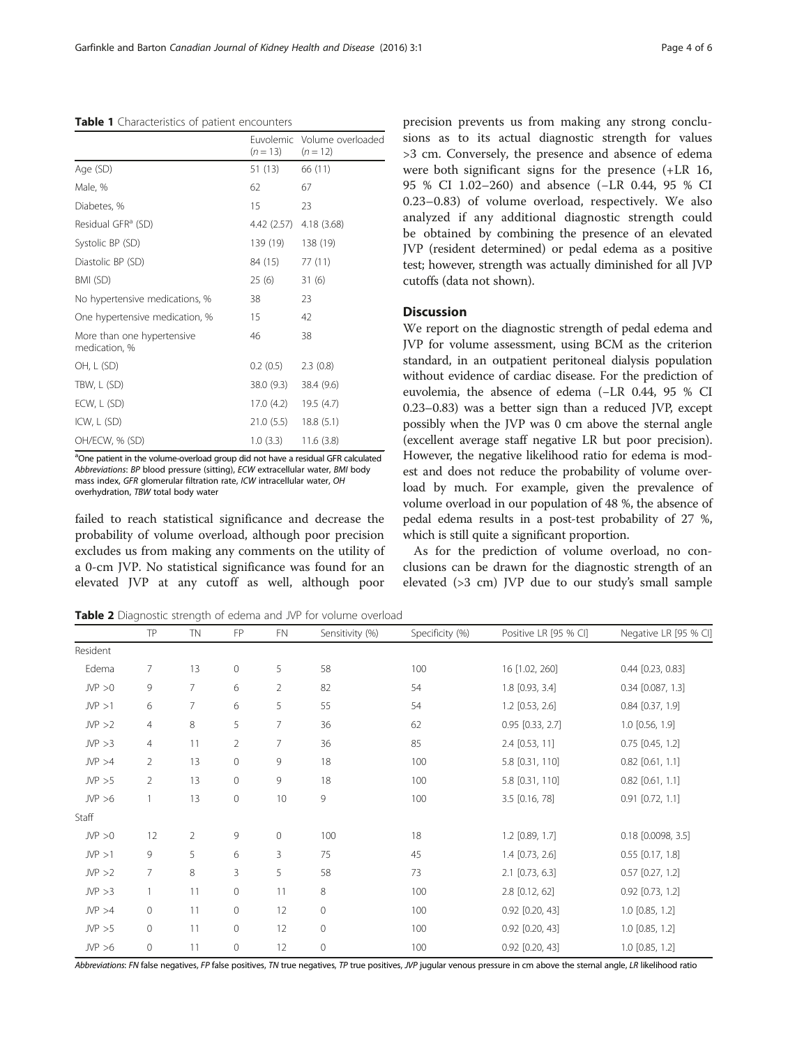**Table 1** Characteristics of patient encounters

| | Euvolemic ($n = 13$) | Volume overloaded ($n = 12$) |
|---|---|---|
| Age (SD) | 51 (13) | 66 (11) |
| Male, % | 62 | 67 |
| Diabetes, % | 15 | 23 |
| Residual GFR[a] (SD) | 4.42 (2.57) | 4.18 (3.68) |
| Systolic BP (SD) | 139 (19) | 138 (19) |
| Diastolic BP (SD) | 84 (15) | 77 (11) |
| BMI (SD) | 25 (6) | 31 (6) |
| No hypertensive medications, % | 38 | 23 |
| One hypertensive medication, % | 15 | 42 |
| More than one hypertensive medication, % | 46 | 38 |
| OH, L (SD) | 0.2 (0.5) | 2.3 (0.8) |
| TBW, L (SD) | 38.0 (9.3) | 38.4 (9.6) |
| ECW, L (SD) | 17.0 (4.2) | 19.5 (4.7) |
| ICW, L (SD) | 21.0 (5.5) | 18.8 (5.1) |
| OH/ECW, % (SD) | 1.0 (3.3) | 11.6 (3.8) |

[a]One patient in the volume-overload group did not have a residual GFR calculated
*Abbreviations*: *BP* blood pressure (sitting), *ECW* extracellular water, *BMI* body mass index, *GFR* glomerular filtration rate, *ICW* intracellular water, *OH* overhydration, *TBW* total body water

failed to reach statistical significance and decrease the probability of volume overload, although poor precision excludes us from making any comments on the utility of a 0-cm JVP. No statistical significance was found for an elevated JVP at any cutoff as well, although poor precision prevents us from making any strong conclusions as to its actual diagnostic strength for values >3 cm. Conversely, the presence and absence of edema were both significant signs for the presence (+LR 16, 95 % CI 1.02–260) and absence (−LR 0.44, 95 % CI 0.23–0.83) of volume overload, respectively. We also analyzed if any additional diagnostic strength could be obtained by combining the presence of an elevated JVP (resident determined) or pedal edema as a positive test; however, strength was actually diminished for all JVP cutoffs (data not shown).

## Discussion

We report on the diagnostic strength of pedal edema and JVP for volume assessment, using BCM as the criterion standard, in an outpatient peritoneal dialysis population without evidence of cardiac disease. For the prediction of euvolemia, the absence of edema (−LR 0.44, 95 % CI 0.23–0.83) was a better sign than a reduced JVP, except possibly when the JVP was 0 cm above the sternal angle (excellent average staff negative LR but poor precision). However, the negative likelihood ratio for edema is modest and does not reduce the probability of volume overload by much. For example, given the prevalence of volume overload in our population of 48 %, the absence of pedal edema results in a post-test probability of 27 %, which is still quite a significant proportion.

As for the prediction of volume overload, no conclusions can be drawn for the diagnostic strength of an elevated (>3 cm) JVP due to our study's small sample

**Table 2** Diagnostic strength of edema and JVP for volume overload

| | TP | TN | FP | FN | Sensitivity (%) | Specificity (%) | Positive LR [95 % CI] | Negative LR [95 % CI] |
|---|---|---|---|---|---|---|---|---|
| Resident | | | | | | | | |
| Edema | 7 | 13 | 0 | 5 | 58 | 100 | 16 [1.02, 260] | 0.44 [0.23, 0.83] |
| JVP >0 | 9 | 7 | 6 | 2 | 82 | 54 | 1.8 [0.93, 3.4] | 0.34 [0.087, 1.3] |
| JVP >1 | 6 | 7 | 6 | 5 | 55 | 54 | 1.2 [0.53, 2.6] | 0.84 [0.37, 1.9] |
| JVP >2 | 4 | 8 | 5 | 7 | 36 | 62 | 0.95 [0.33, 2.7] | 1.0 [0.56, 1.9] |
| JVP >3 | 4 | 11 | 2 | 7 | 36 | 85 | 2.4 [0.53, 11] | 0.75 [0.45, 1.2] |
| JVP >4 | 2 | 13 | 0 | 9 | 18 | 100 | 5.8 [0.31, 110] | 0.82 [0.61, 1.1] |
| JVP >5 | 2 | 13 | 0 | 9 | 18 | 100 | 5.8 [0.31, 110] | 0.82 [0.61, 1.1] |
| JVP >6 | 1 | 13 | 0 | 10 | 9 | 100 | 3.5 [0.16, 78] | 0.91 [0.72, 1.1] |
| Staff | | | | | | | | |
| JVP >0 | 12 | 2 | 9 | 0 | 100 | 18 | 1.2 [0.89, 1.7] | 0.18 [0.0098, 3.5] |
| JVP >1 | 9 | 5 | 6 | 3 | 75 | 45 | 1.4 [0.73, 2.6] | 0.55 [0.17, 1.8] |
| JVP >2 | 7 | 8 | 3 | 5 | 58 | 73 | 2.1 [0.73, 6.3] | 0.57 [0.27, 1.2] |
| JVP >3 | 1 | 11 | 0 | 11 | 8 | 100 | 2.8 [0.12, 62] | 0.92 [0.73, 1.2] |
| JVP >4 | 0 | 11 | 0 | 12 | 0 | 100 | 0.92 [0.20, 43] | 1.0 [0.85, 1.2] |
| JVP >5 | 0 | 11 | 0 | 12 | 0 | 100 | 0.92 [0.20, 43] | 1.0 [0.85, 1.2] |
| JVP >6 | 0 | 11 | 0 | 12 | 0 | 100 | 0.92 [0.20, 43] | 1.0 [0.85, 1.2] |

*Abbreviations*: *FN* false negatives, *FP* false positives, *TN* true negatives, *TP* true positives, *JVP* jugular venous pressure in cm above the sternal angle, *LR* likelihood ratio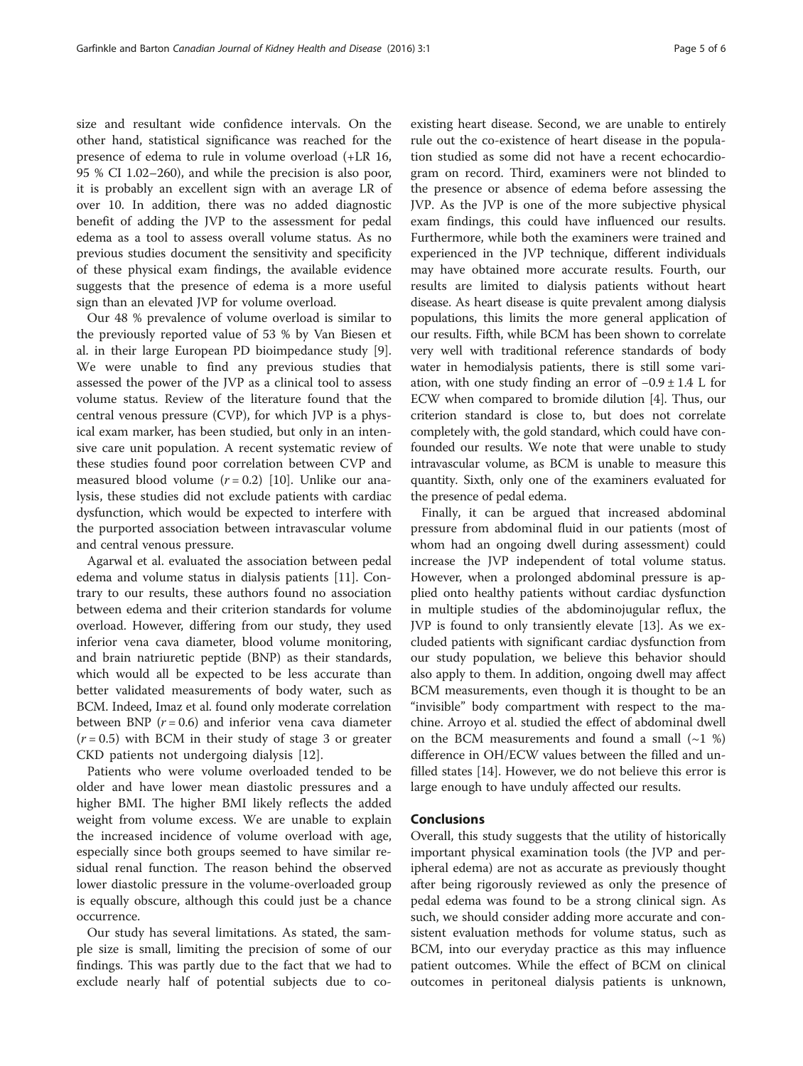size and resultant wide confidence intervals. On the other hand, statistical significance was reached for the presence of edema to rule in volume overload (+LR 16, 95 % CI 1.02–260), and while the precision is also poor, it is probably an excellent sign with an average LR of over 10. In addition, there was no added diagnostic benefit of adding the JVP to the assessment for pedal edema as a tool to assess overall volume status. As no previous studies document the sensitivity and specificity of these physical exam findings, the available evidence suggests that the presence of edema is a more useful sign than an elevated JVP for volume overload.

Our 48 % prevalence of volume overload is similar to the previously reported value of 53 % by Van Biesen et al. in their large European PD bioimpedance study [9]. We were unable to find any previous studies that assessed the power of the JVP as a clinical tool to assess volume status. Review of the literature found that the central venous pressure (CVP), for which JVP is a physical exam marker, has been studied, but only in an intensive care unit population. A recent systematic review of these studies found poor correlation between CVP and measured blood volume ($r = 0.2$) [10]. Unlike our analysis, these studies did not exclude patients with cardiac dysfunction, which would be expected to interfere with the purported association between intravascular volume and central venous pressure.

Agarwal et al. evaluated the association between pedal edema and volume status in dialysis patients [11]. Contrary to our results, these authors found no association between edema and their criterion standards for volume overload. However, differing from our study, they used inferior vena cava diameter, blood volume monitoring, and brain natriuretic peptide (BNP) as their standards, which would all be expected to be less accurate than better validated measurements of body water, such as BCM. Indeed, Imaz et al. found only moderate correlation between BNP ($r = 0.6$) and inferior vena cava diameter ($r = 0.5$) with BCM in their study of stage 3 or greater CKD patients not undergoing dialysis [12].

Patients who were volume overloaded tended to be older and have lower mean diastolic pressures and a higher BMI. The higher BMI likely reflects the added weight from volume excess. We are unable to explain the increased incidence of volume overload with age, especially since both groups seemed to have similar residual renal function. The reason behind the observed lower diastolic pressure in the volume-overloaded group is equally obscure, although this could just be a chance occurrence.

Our study has several limitations. As stated, the sample size is small, limiting the precision of some of our findings. This was partly due to the fact that we had to exclude nearly half of potential subjects due to co-existing heart disease. Second, we are unable to entirely rule out the co-existence of heart disease in the population studied as some did not have a recent echocardiogram on record. Third, examiners were not blinded to the presence or absence of edema before assessing the JVP. As the JVP is one of the more subjective physical exam findings, this could have influenced our results. Furthermore, while both the examiners were trained and experienced in the JVP technique, different individuals may have obtained more accurate results. Fourth, our results are limited to dialysis patients without heart disease. As heart disease is quite prevalent among dialysis populations, this limits the more general application of our results. Fifth, while BCM has been shown to correlate very well with traditional reference standards of body water in hemodialysis patients, there is still some variation, with one study finding an error of $-0.9 \pm 1.4$ L for ECW when compared to bromide dilution [4]. Thus, our criterion standard is close to, but does not correlate completely with, the gold standard, which could have confounded our results. We note that were unable to study intravascular volume, as BCM is unable to measure this quantity. Sixth, only one of the examiners evaluated for the presence of pedal edema.

Finally, it can be argued that increased abdominal pressure from abdominal fluid in our patients (most of whom had an ongoing dwell during assessment) could increase the JVP independent of total volume status. However, when a prolonged abdominal pressure is applied onto healthy patients without cardiac dysfunction in multiple studies of the abdominojugular reflux, the JVP is found to only transiently elevate [13]. As we excluded patients with significant cardiac dysfunction from our study population, we believe this behavior should also apply to them. In addition, ongoing dwell may affect BCM measurements, even though it is thought to be an "invisible" body compartment with respect to the machine. Arroyo et al. studied the effect of abdominal dwell on the BCM measurements and found a small (~1 %) difference in OH/ECW values between the filled and unfilled states [14]. However, we do not believe this error is large enough to have unduly affected our results.

## Conclusions

Overall, this study suggests that the utility of historically important physical examination tools (the JVP and peripheral edema) are not as accurate as previously thought after being rigorously reviewed as only the presence of pedal edema was found to be a strong clinical sign. As such, we should consider adding more accurate and consistent evaluation methods for volume status, such as BCM, into our everyday practice as this may influence patient outcomes. While the effect of BCM on clinical outcomes in peritoneal dialysis patients is unknown,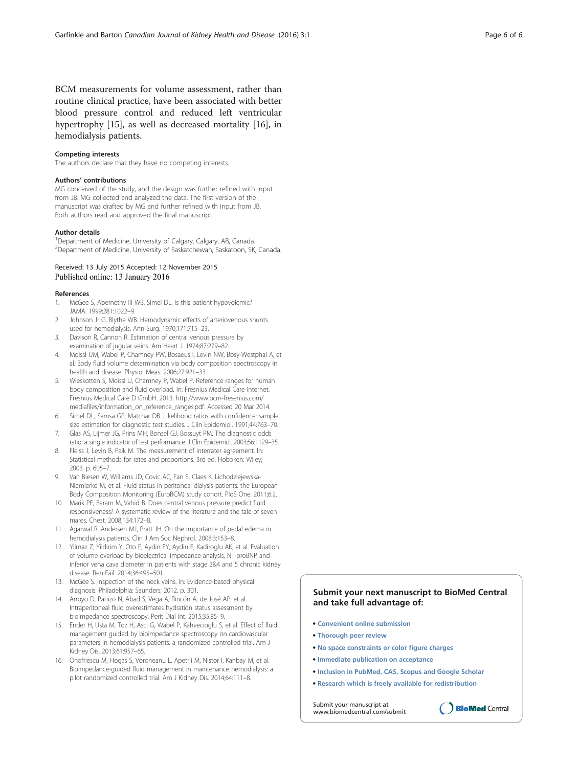BCM measurements for volume assessment, rather than routine clinical practice, have been associated with better blood pressure control and reduced left ventricular hypertrophy [15], as well as decreased mortality [16], in hemodialysis patients.

#### Competing interests
The authors declare that they have no competing interests.

#### Authors' contributions
MG conceived of the study, and the design was further refined with input from JB. MG collected and analyzed the data. The first version of the manuscript was drafted by MG and further refined with input from JB. Both authors read and approved the final manuscript.

#### Author details
[1]Department of Medicine, University of Calgary, Calgary, AB, Canada.
[2]Department of Medicine, University of Saskatchewan, Saskatoon, SK, Canada.

Received: 13 July 2015 Accepted: 12 November 2015
Published online: 13 January 2016

#### References
1. McGee S, Abernethy III WB, Simel DL. Is this patient hypovolemic? JAMA. 1999;281:1022–9.
2. Johnson Jr G, Blythe WB. Hemodynamic effects of arteriovenous shunts used for hemodialysis. Ann Surg. 1970;171:715–23.
3. Davison R, Cannon R. Estimation of central venous pressure by examination of jugular veins. Am Heart J. 1974;87:279–82.
4. Moissl UM, Wabel P, Chamney PW, Bosaeus I, Levin NW, Bosy-Westphal A, et al. Body fluid volume determination via body composition spectroscopy in health and disease. Physiol Meas. 2006;27:921–33.
5. Wieskotten S, Moissl U, Chamney P, Wabel P. Reference ranges for human body composition and fluid overload. In: Fresnius Medical Care Internet. Fresnius Medical Care D GmbH. 2013. http://www.bcm-fresenius.com/mediafiles/information_on_reference_ranges.pdf. Accessed 20 Mar 2014.
6. Simel DL, Samsa GP, Matchar DB. Likelihood ratios with confidence: sample size estimation for diagnostic test studies. J Clin Epidemiol. 1991;44:763–70.
7. Glas AS, Lijmer JG, Prins MH, Bonsel GJ, Bossuyt PM. The diagnostic odds ratio: a single indicator of test performance. J Clin Epidemiol. 2003;56:1129–35.
8. Fleiss J, Levin B, Paik M. The measurement of interrater agreement. In: Statistical methods for rates and proportions. 3rd ed. Hoboken: Wiley; 2003. p. 605–7.
9. Van Biesen W, Williams JD, Covic AC, Fan S, Claes K, Lichodziejewska-Niemierko M, et al. Fluid status in peritoneal dialysis patients: the European Body Composition Monitoring (EuroBCM) study cohort. PloS One. 2011;6:2.
10. Marik PE, Baram M, Vahid B. Does central venous pressure predict fluid responsiveness? A systematic review of the literature and the tale of seven mares. Chest. 2008;134:172–8.
11. Agarwal R, Andersen MJ, Pratt JH. On the importance of pedal edema in hemodialysis patients. Clin J Am Soc Nephrol. 2008;3:153–8.
12. Yilmaz Z, Yildirim Y, Oto F, Aydin FY, Aydin E, Kadiroglu AK, et al. Evaluation of volume overload by bioelectrical impedance analysis, NT-proBNP and inferior vena cava diameter in patients with stage 3&4 and 5 chronic kidney disease. Ren Fail. 2014;36:495–501.
13. McGee S. Inspection of the neck veins. In: Evidence-based physical diagnosis. Philadelphia: Saunders; 2012. p. 301.
14. Arroyo D, Panizo N, Abad S, Vega A, Rincón A, de José AP, et al. Intraperitoneal fluid overestimates hydration status assessment by bioimpedance spectroscopy. Perit Dial Int. 2015;35:85–9.
15. Ender H, Usta M, Toz H, Asci G, Wabel P, Kahvecioglu S, et al. Effect of fluid management guided by bioimpedance spectroscopy on cardiovascular parameters in hemodialysis patients: a randomized controlled trial. Am J Kidney Dis. 2013;61:957–65.
16. Onofriescu M, Hogas S, Voroneanu L, Apetrii M, Nistor I, Kanbay M, et al. Bioimpedance-guided fluid management in maintenance hemodialysis: a pilot randomized controlled trial. Am J Kidney Dis. 2014;64:111–8.

**Submit your next manuscript to BioMed Central and take full advantage of:**

- Convenient online submission
- Thorough peer review
- No space constraints or color figure charges
- Immediate publication on acceptance
- Inclusion in PubMed, CAS, Scopus and Google Scholar
- Research which is freely available for redistribution

Submit your manuscript at
www.biomedcentral.com/submit

BioMed Central